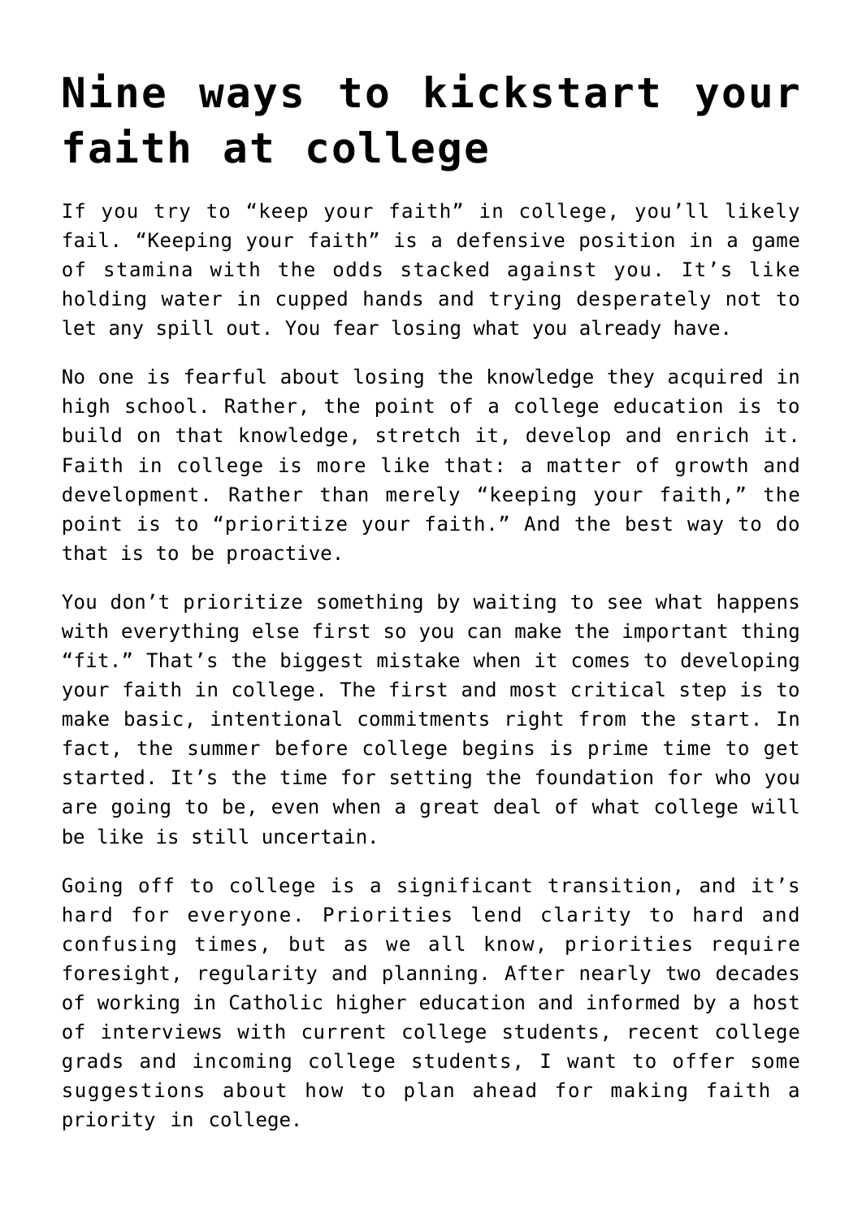# Nine ways to kickstart your faith at college

If you try to “keep your faith” in college, you’ll likely fail. “Keeping your faith” is a defensive position in a game of stamina with the odds stacked against you. It’s like holding water in cupped hands and trying desperately not to let any spill out. You fear losing what you already have.

No one is fearful about losing the knowledge they acquired in high school. Rather, the point of a college education is to build on that knowledge, stretch it, develop and enrich it. Faith in college is more like that: a matter of growth and development. Rather than merely “keeping your faith,” the point is to “prioritize your faith.” And the best way to do that is to be proactive.

You don’t prioritize something by waiting to see what happens with everything else first so you can make the important thing “fit.” That’s the biggest mistake when it comes to developing your faith in college. The first and most critical step is to make basic, intentional commitments right from the start. In fact, the summer before college begins is prime time to get started. It’s the time for setting the foundation for who you are going to be, even when a great deal of what college will be like is still uncertain.

Going off to college is a significant transition, and it’s hard for everyone. Priorities lend clarity to hard and confusing times, but as we all know, priorities require foresight, regularity and planning. After nearly two decades of working in Catholic higher education and informed by a host of interviews with current college students, recent college grads and incoming college students, I want to offer some suggestions about how to plan ahead for making faith a priority in college.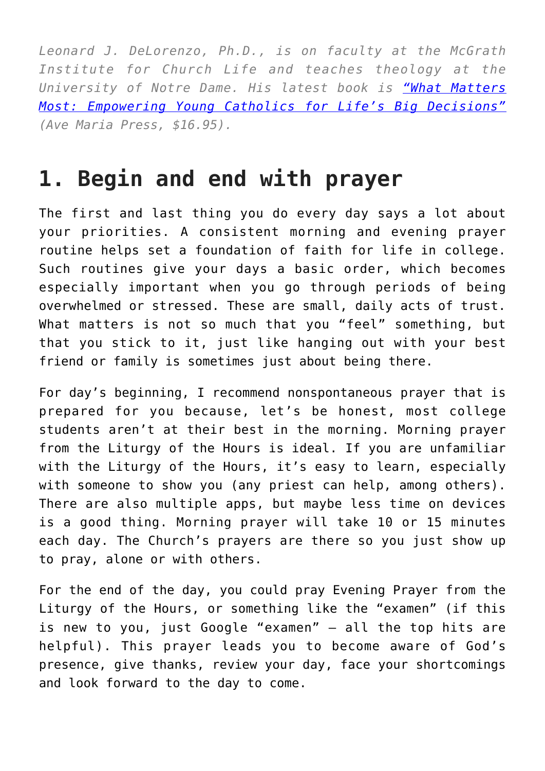*Leonard J. DeLorenzo, Ph.D., is on faculty at the McGrath Institute for Church Life and teaches theology at the University of Notre Dame. His latest book is "What Matters Most: Empowering Young Catholics for Life's Big Decisions" (Ave Maria Press, $16.95).*

## 1. Begin and end with prayer

The first and last thing you do every day says a lot about your priorities. A consistent morning and evening prayer routine helps set a foundation of faith for life in college. Such routines give your days a basic order, which becomes especially important when you go through periods of being overwhelmed or stressed. These are small, daily acts of trust. What matters is not so much that you "feel" something, but that you stick to it, just like hanging out with your best friend or family is sometimes just about being there.

For day's beginning, I recommend nonspontaneous prayer that is prepared for you because, let's be honest, most college students aren't at their best in the morning. Morning prayer from the Liturgy of the Hours is ideal. If you are unfamiliar with the Liturgy of the Hours, it's easy to learn, especially with someone to show you (any priest can help, among others). There are also multiple apps, but maybe less time on devices is a good thing. Morning prayer will take 10 or 15 minutes each day. The Church's prayers are there so you just show up to pray, alone or with others.

For the end of the day, you could pray Evening Prayer from the Liturgy of the Hours, or something like the "examen" (if this is new to you, just Google "examen" — all the top hits are helpful). This prayer leads you to become aware of God's presence, give thanks, review your day, face your shortcomings and look forward to the day to come.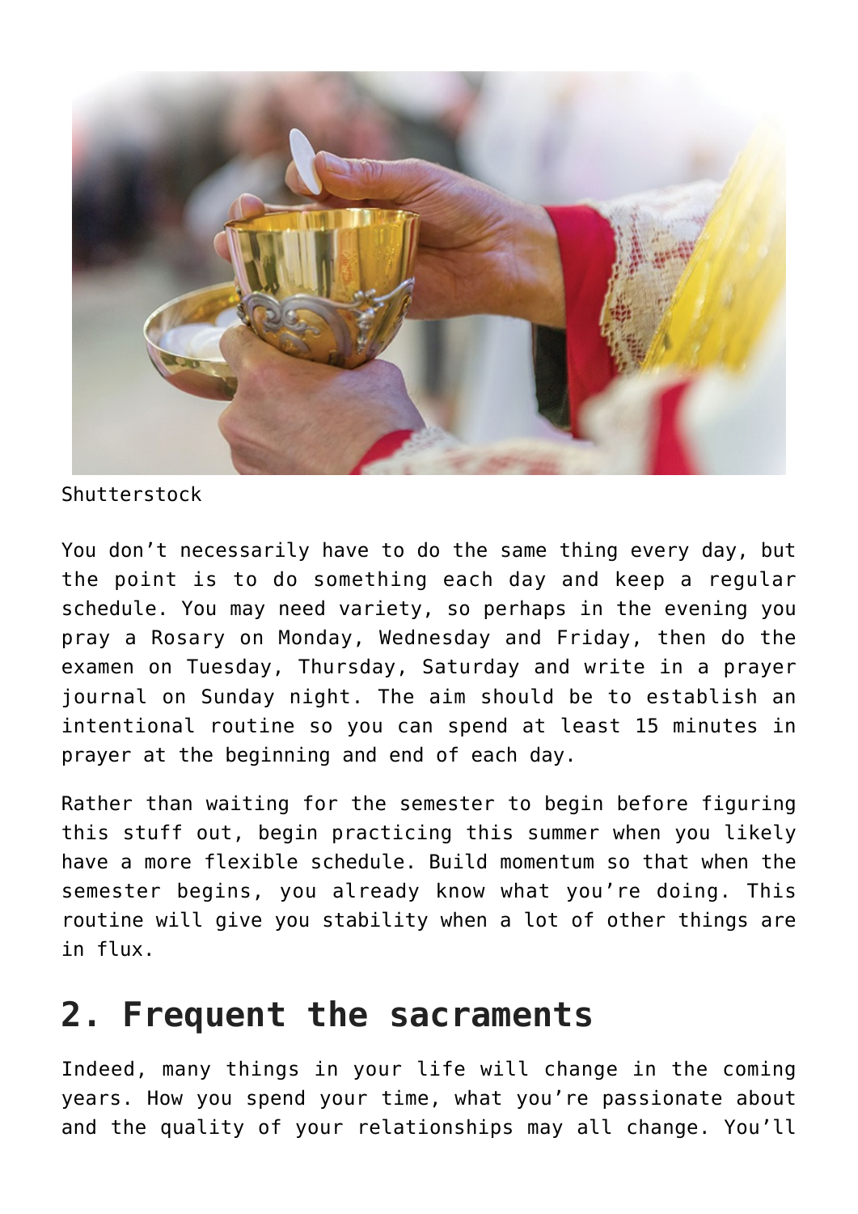Shutterstock

You don't necessarily have to do the same thing every day, but the point is to do something each day and keep a regular schedule. You may need variety, so perhaps in the evening you pray a Rosary on Monday, Wednesday and Friday, then do the examen on Tuesday, Thursday, Saturday and write in a prayer journal on Sunday night. The aim should be to establish an intentional routine so you can spend at least 15 minutes in prayer at the beginning and end of each day.

Rather than waiting for the semester to begin before figuring this stuff out, begin practicing this summer when you likely have a more flexible schedule. Build momentum so that when the semester begins, you already know what you're doing. This routine will give you stability when a lot of other things are in flux.

## 2. Frequent the sacraments

Indeed, many things in your life will change in the coming years. How you spend your time, what you're passionate about and the quality of your relationships may all change. You'll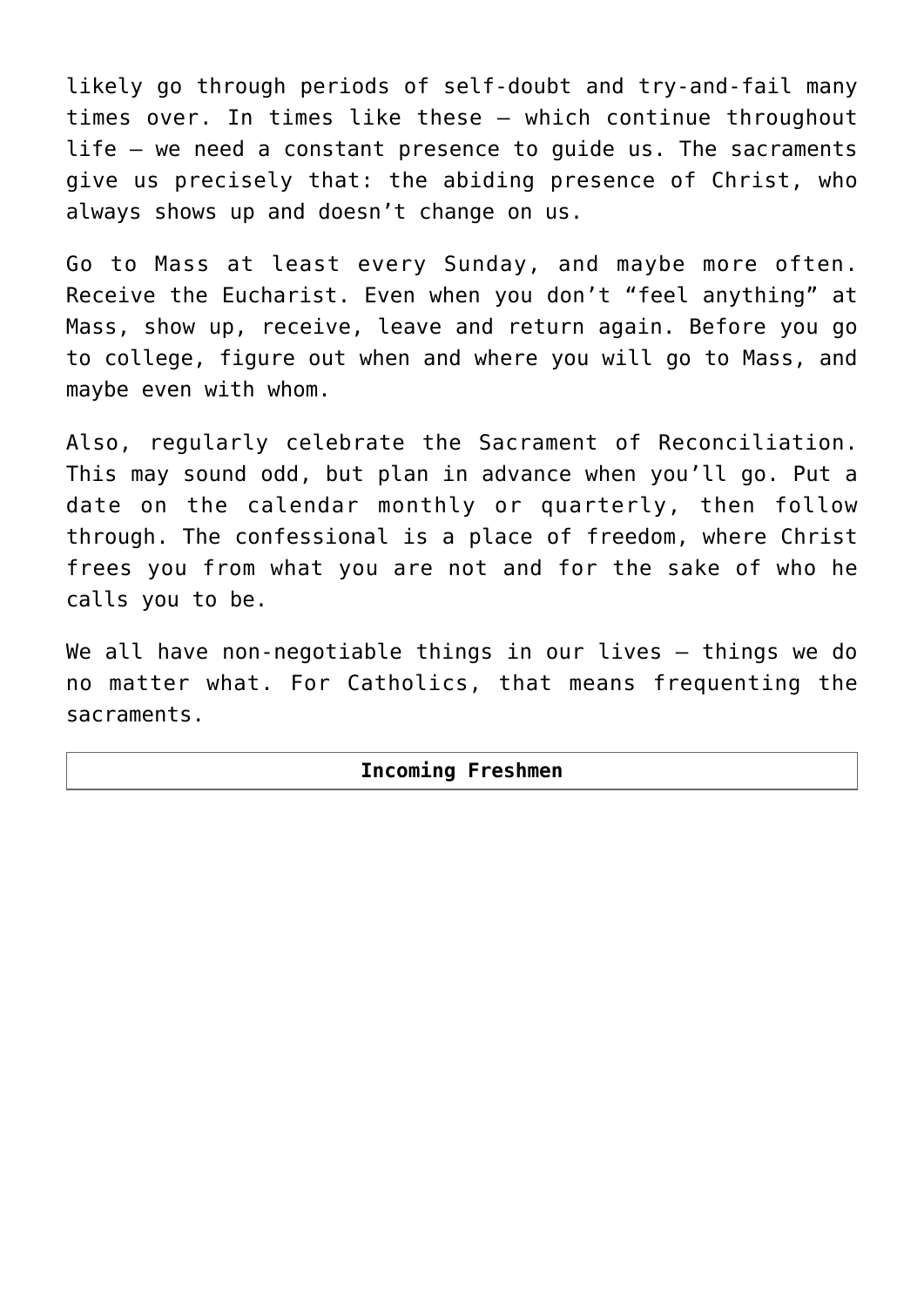likely go through periods of self-doubt and try-and-fail many times over. In times like these — which continue throughout life — we need a constant presence to guide us. The sacraments give us precisely that: the abiding presence of Christ, who always shows up and doesn't change on us.

Go to Mass at least every Sunday, and maybe more often. Receive the Eucharist. Even when you don't "feel anything" at Mass, show up, receive, leave and return again. Before you go to college, figure out when and where you will go to Mass, and maybe even with whom.

Also, regularly celebrate the Sacrament of Reconciliation. This may sound odd, but plan in advance when you'll go. Put a date on the calendar monthly or quarterly, then follow through. The confessional is a place of freedom, where Christ frees you from what you are not and for the sake of who he calls you to be.

We all have non-negotiable things in our lives — things we do no matter what. For Catholics, that means frequenting the sacraments.

| **Incoming Freshmen** |
|---|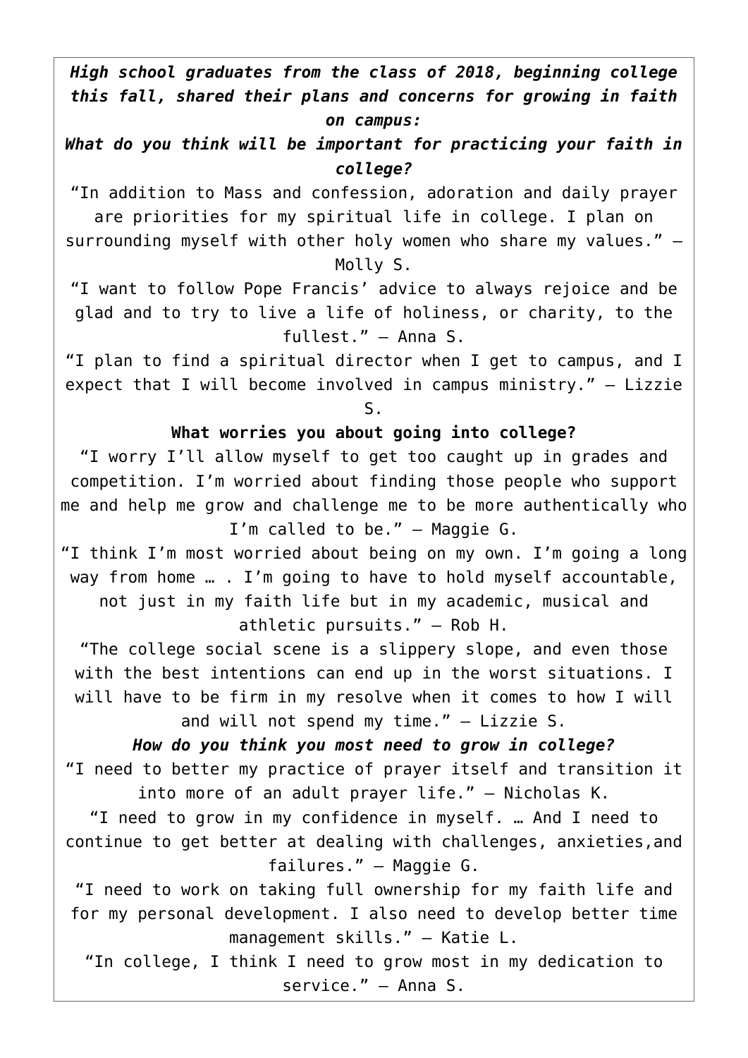***High school graduates from the class of 2018, beginning college this fall, shared their plans and concerns for growing in faith on campus:***

***What do you think will be important for practicing your faith in college?***

"In addition to Mass and confession, adoration and daily prayer are priorities for my spiritual life in college. I plan on surrounding myself with other holy women who share my values." – Molly S.

"I want to follow Pope Francis' advice to always rejoice and be glad and to try to live a life of holiness, or charity, to the fullest." – Anna S.

"I plan to find a spiritual director when I get to campus, and I expect that I will become involved in campus ministry." – Lizzie S.

**What worries you about going into college?**

"I worry I'll allow myself to get too caught up in grades and competition. I'm worried about finding those people who support me and help me grow and challenge me to be more authentically who I'm called to be." – Maggie G.

"I think I'm most worried about being on my own. I'm going a long way from home … . I'm going to have to hold myself accountable, not just in my faith life but in my academic, musical and athletic pursuits." – Rob H.

"The college social scene is a slippery slope, and even those with the best intentions can end up in the worst situations. I will have to be firm in my resolve when it comes to how I will and will not spend my time." – Lizzie S.

***How do you think you most need to grow in college?***

"I need to better my practice of prayer itself and transition it into more of an adult prayer life." – Nicholas K.

"I need to grow in my confidence in myself. … And I need to continue to get better at dealing with challenges, anxieties,and failures." – Maggie G.

"I need to work on taking full ownership for my faith life and for my personal development. I also need to develop better time management skills." – Katie L.

"In college, I think I need to grow most in my dedication to service." – Anna S.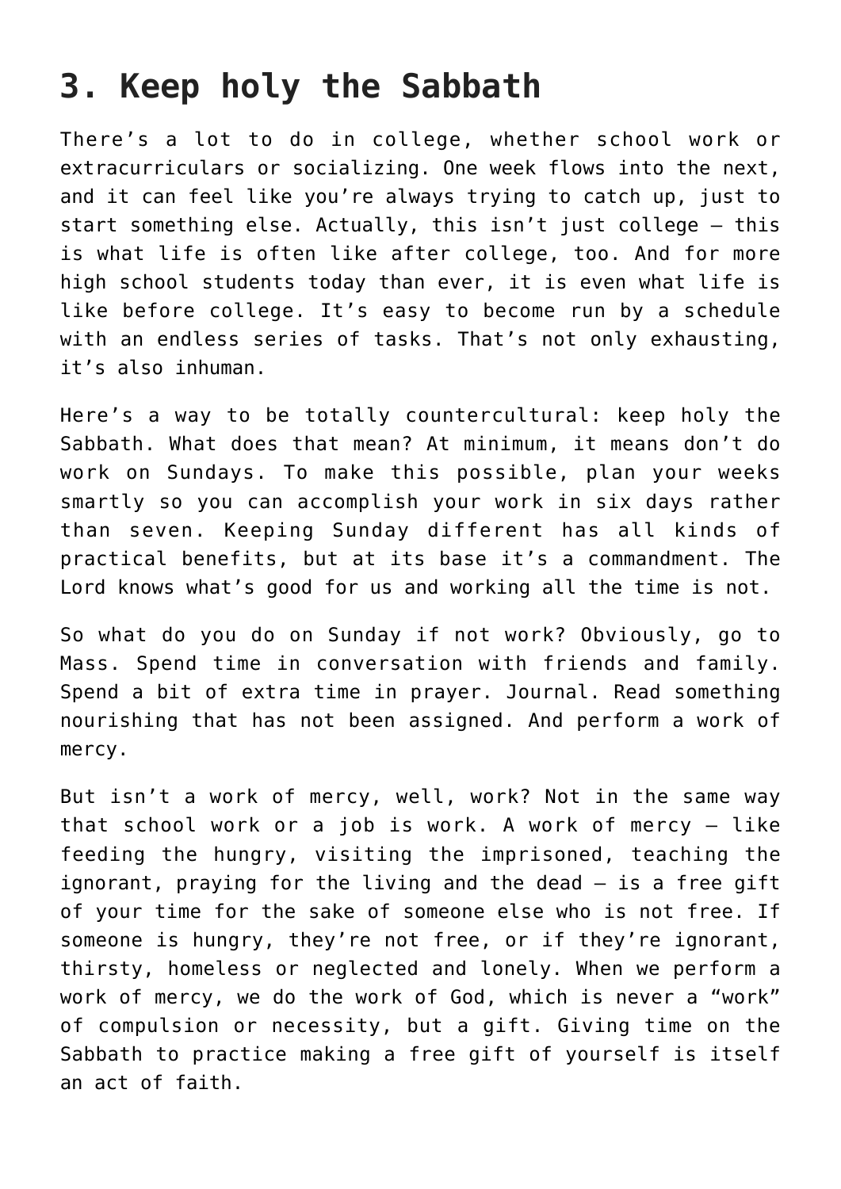## 3. Keep holy the Sabbath

There's a lot to do in college, whether school work or extracurriculars or socializing. One week flows into the next, and it can feel like you're always trying to catch up, just to start something else. Actually, this isn't just college – this is what life is often like after college, too. And for more high school students today than ever, it is even what life is like before college. It's easy to become run by a schedule with an endless series of tasks. That's not only exhausting, it's also inhuman.

Here's a way to be totally countercultural: keep holy the Sabbath. What does that mean? At minimum, it means don't do work on Sundays. To make this possible, plan your weeks smartly so you can accomplish your work in six days rather than seven. Keeping Sunday different has all kinds of practical benefits, but at its base it's a commandment. The Lord knows what's good for us and working all the time is not.

So what do you do on Sunday if not work? Obviously, go to Mass. Spend time in conversation with friends and family. Spend a bit of extra time in prayer. Journal. Read something nourishing that has not been assigned. And perform a work of mercy.

But isn't a work of mercy, well, work? Not in the same way that school work or a job is work. A work of mercy – like feeding the hungry, visiting the imprisoned, teaching the ignorant, praying for the living and the dead – is a free gift of your time for the sake of someone else who is not free. If someone is hungry, they're not free, or if they're ignorant, thirsty, homeless or neglected and lonely. When we perform a work of mercy, we do the work of God, which is never a "work" of compulsion or necessity, but a gift. Giving time on the Sabbath to practice making a free gift of yourself is itself an act of faith.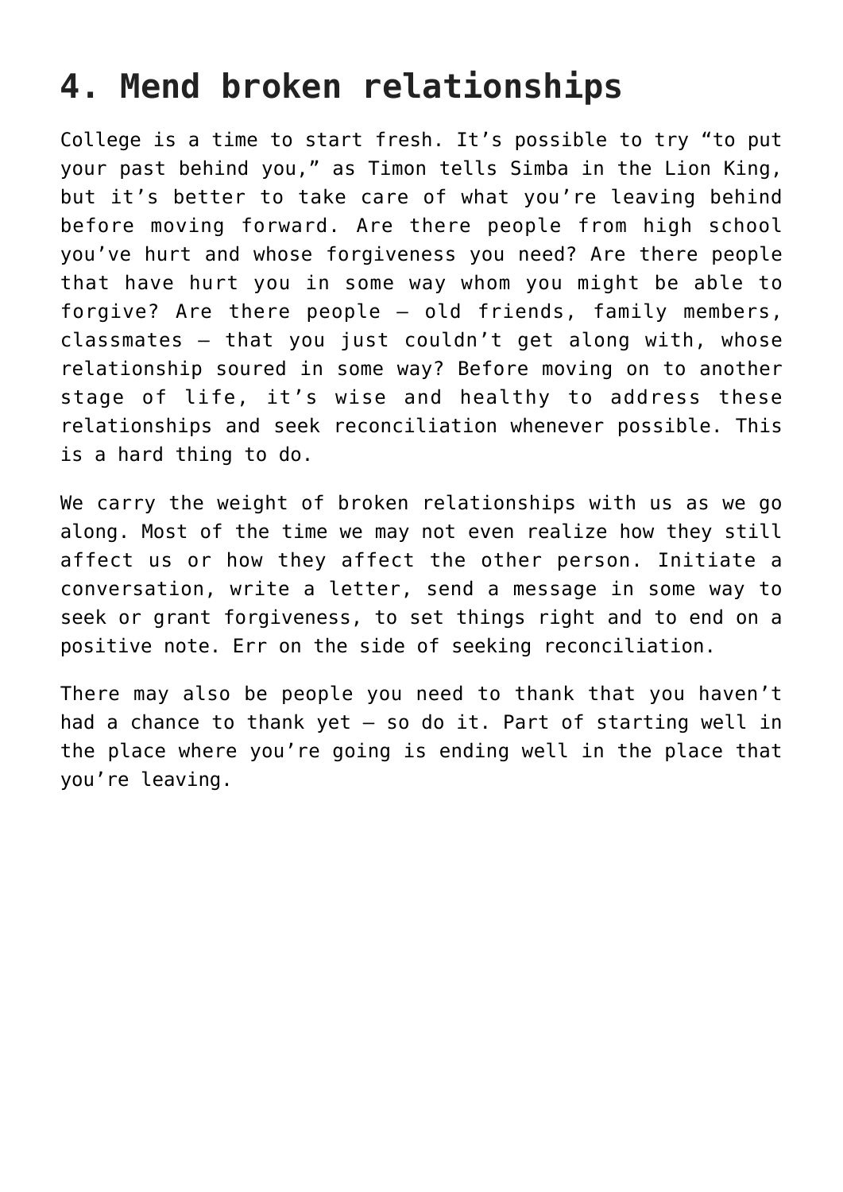## 4. Mend broken relationships

College is a time to start fresh. It's possible to try "to put your past behind you," as Timon tells Simba in the Lion King, but it's better to take care of what you're leaving behind before moving forward. Are there people from high school you've hurt and whose forgiveness you need? Are there people that have hurt you in some way whom you might be able to forgive? Are there people – old friends, family members, classmates – that you just couldn't get along with, whose relationship soured in some way? Before moving on to another stage of life, it's wise and healthy to address these relationships and seek reconciliation whenever possible. This is a hard thing to do.

We carry the weight of broken relationships with us as we go along. Most of the time we may not even realize how they still affect us or how they affect the other person. Initiate a conversation, write a letter, send a message in some way to seek or grant forgiveness, to set things right and to end on a positive note. Err on the side of seeking reconciliation.

There may also be people you need to thank that you haven't had a chance to thank yet – so do it. Part of starting well in the place where you're going is ending well in the place that you're leaving.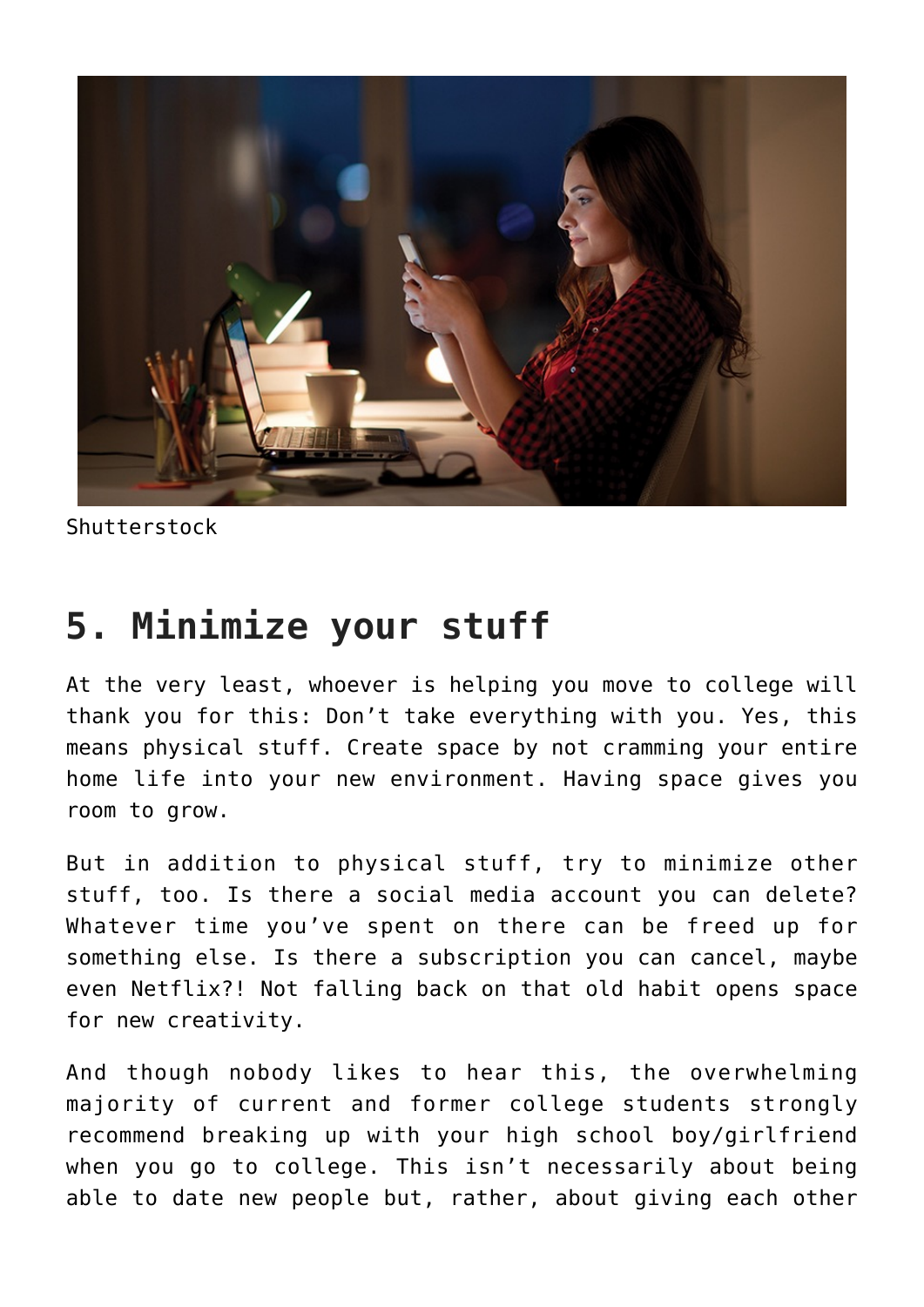Shutterstock

## 5. Minimize your stuff

At the very least, whoever is helping you move to college will thank you for this: Don't take everything with you. Yes, this means physical stuff. Create space by not cramming your entire home life into your new environment. Having space gives you room to grow.

But in addition to physical stuff, try to minimize other stuff, too. Is there a social media account you can delete? Whatever time you've spent on there can be freed up for something else. Is there a subscription you can cancel, maybe even Netflix?! Not falling back on that old habit opens space for new creativity.

And though nobody likes to hear this, the overwhelming majority of current and former college students strongly recommend breaking up with your high school boy/girlfriend when you go to college. This isn't necessarily about being able to date new people but, rather, about giving each other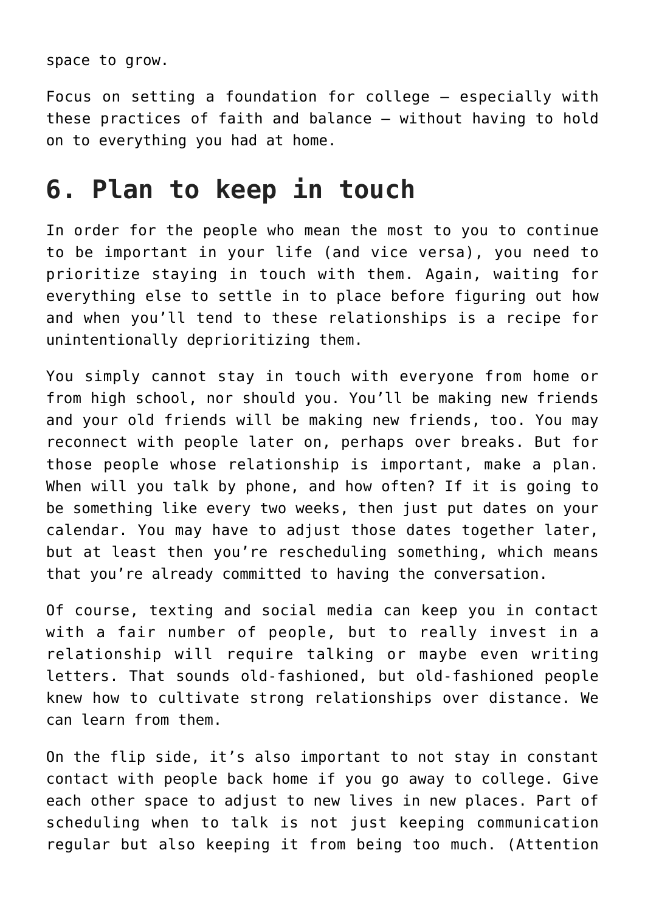space to grow.

Focus on setting a foundation for college — especially with these practices of faith and balance — without having to hold on to everything you had at home.

## 6. Plan to keep in touch

In order for the people who mean the most to you to continue to be important in your life (and vice versa), you need to prioritize staying in touch with them. Again, waiting for everything else to settle in to place before figuring out how and when you'll tend to these relationships is a recipe for unintentionally deprioritizing them.

You simply cannot stay in touch with everyone from home or from high school, nor should you. You'll be making new friends and your old friends will be making new friends, too. You may reconnect with people later on, perhaps over breaks. But for those people whose relationship is important, make a plan. When will you talk by phone, and how often? If it is going to be something like every two weeks, then just put dates on your calendar. You may have to adjust those dates together later, but at least then you're rescheduling something, which means that you're already committed to having the conversation.

Of course, texting and social media can keep you in contact with a fair number of people, but to really invest in a relationship will require talking or maybe even writing letters. That sounds old-fashioned, but old-fashioned people knew how to cultivate strong relationships over distance. We can learn from them.

On the flip side, it's also important to not stay in constant contact with people back home if you go away to college. Give each other space to adjust to new lives in new places. Part of scheduling when to talk is not just keeping communication regular but also keeping it from being too much. (Attention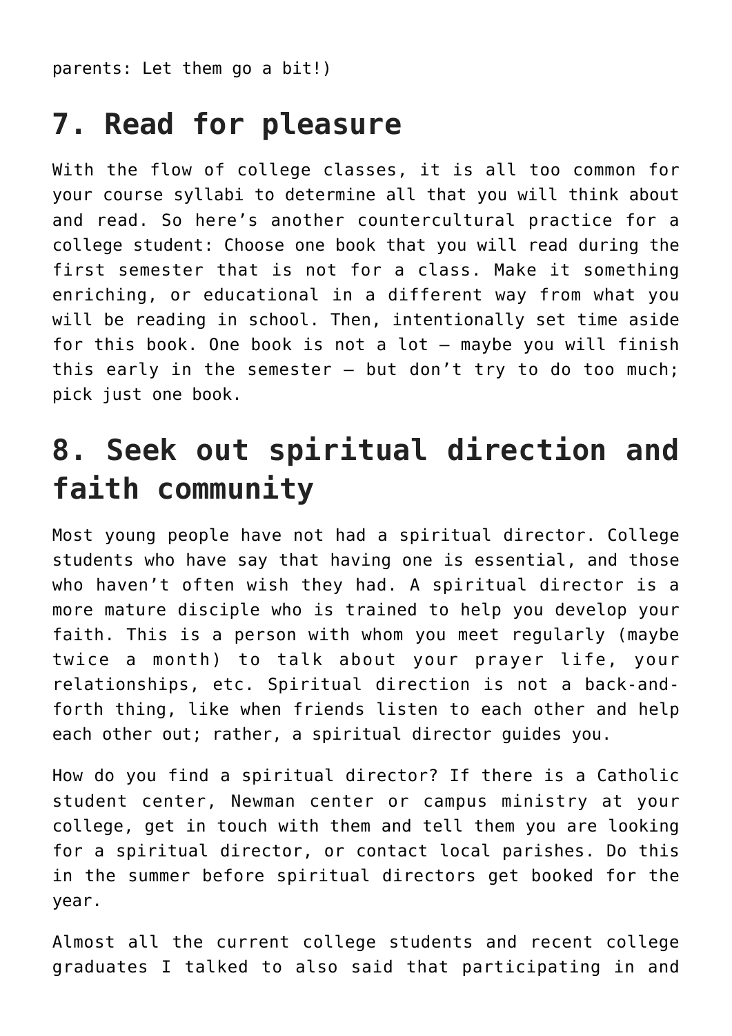parents: Let them go a bit!)

## 7. Read for pleasure

With the flow of college classes, it is all too common for your course syllabi to determine all that you will think about and read. So here's another countercultural practice for a college student: Choose one book that you will read during the first semester that is not for a class. Make it something enriching, or educational in a different way from what you will be reading in school. Then, intentionally set time aside for this book. One book is not a lot – maybe you will finish this early in the semester – but don't try to do too much; pick just one book.

## 8. Seek out spiritual direction and faith community

Most young people have not had a spiritual director. College students who have say that having one is essential, and those who haven't often wish they had. A spiritual director is a more mature disciple who is trained to help you develop your faith. This is a person with whom you meet regularly (maybe twice a month) to talk about your prayer life, your relationships, etc. Spiritual direction is not a back-and-forth thing, like when friends listen to each other and help each other out; rather, a spiritual director guides you.

How do you find a spiritual director? If there is a Catholic student center, Newman center or campus ministry at your college, get in touch with them and tell them you are looking for a spiritual director, or contact local parishes. Do this in the summer before spiritual directors get booked for the year.

Almost all the current college students and recent college graduates I talked to also said that participating in and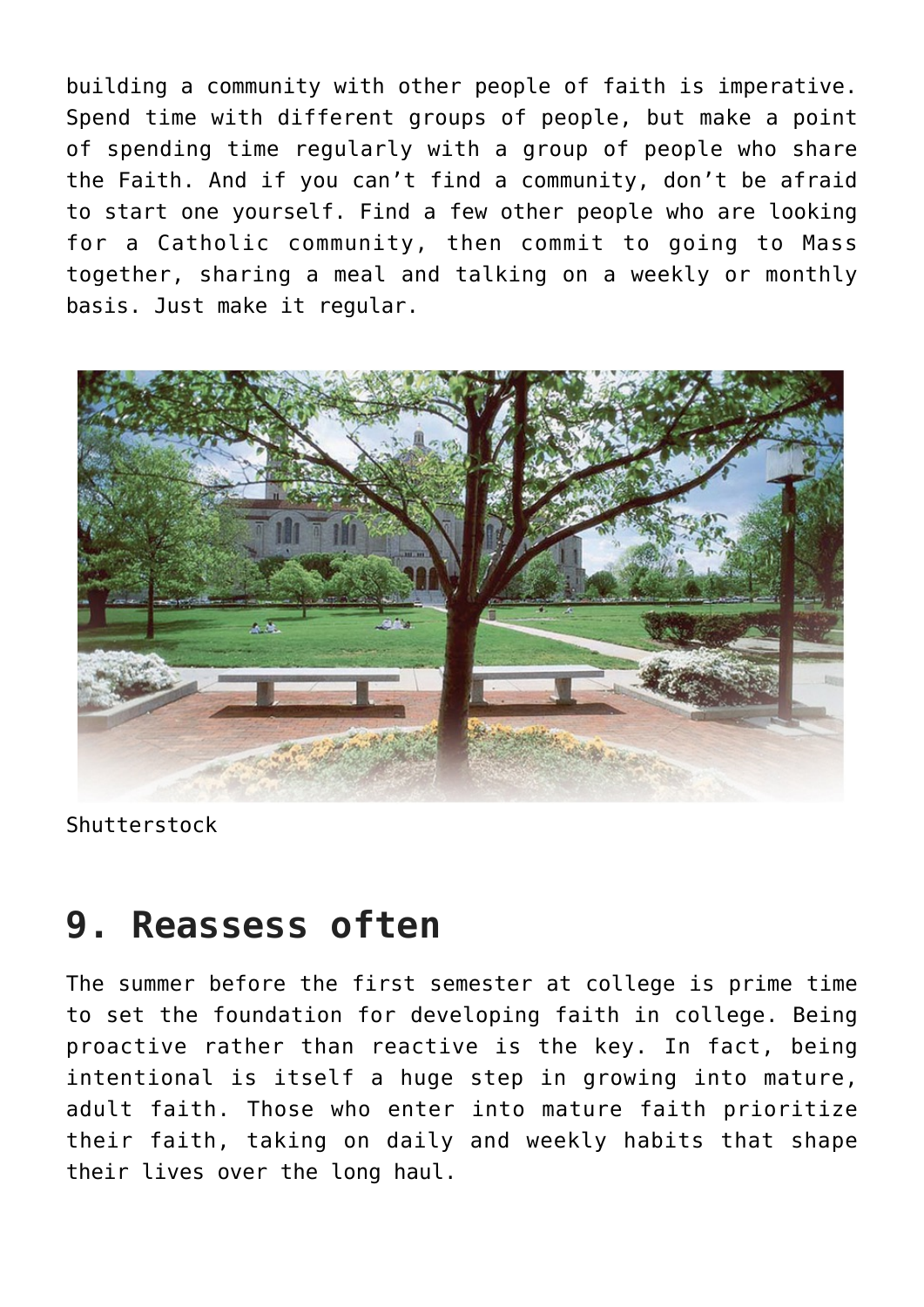building a community with other people of faith is imperative. Spend time with different groups of people, but make a point of spending time regularly with a group of people who share the Faith. And if you can't find a community, don't be afraid to start one yourself. Find a few other people who are looking for a Catholic community, then commit to going to Mass together, sharing a meal and talking on a weekly or monthly basis. Just make it regular.

Shutterstock

## 9. Reassess often

The summer before the first semester at college is prime time to set the foundation for developing faith in college. Being proactive rather than reactive is the key. In fact, being intentional is itself a huge step in growing into mature, adult faith. Those who enter into mature faith prioritize their faith, taking on daily and weekly habits that shape their lives over the long haul.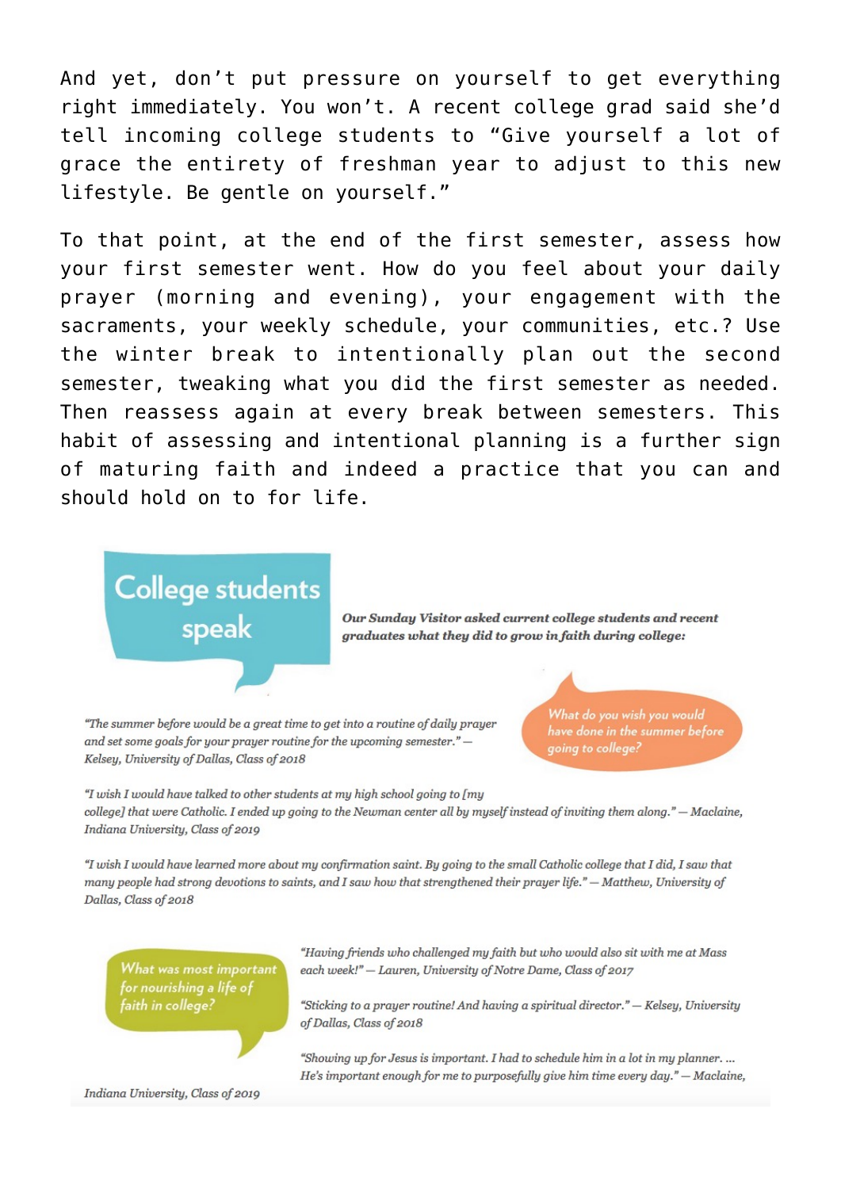And yet, don't put pressure on yourself to get everything right immediately. You won't. A recent college grad said she'd tell incoming college students to "Give yourself a lot of grace the entirety of freshman year to adjust to this new lifestyle. Be gentle on yourself."

To that point, at the end of the first semester, assess how your first semester went. How do you feel about your daily prayer (morning and evening), your engagement with the sacraments, your weekly schedule, your communities, etc.? Use the winter break to intentionally plan out the second semester, tweaking what you did the first semester as needed. Then reassess again at every break between semesters. This habit of assessing and intentional planning is a further sign of maturing faith and indeed a practice that you can and should hold on to for life.

## College students speak

***Our Sunday Visitor asked current college students and recent graduates what they did to grow in faith during college:***

### What do you wish you would have done in the summer before going to college?

*"The summer before would be a great time to get into a routine of daily prayer and set some goals for your prayer routine for the upcoming semester." — Kelsey, University of Dallas, Class of 2018*

*"I wish I would have talked to other students at my high school going to [my college] that were Catholic. I ended up going to the Newman center all by myself instead of inviting them along." — Maclaine, Indiana University, Class of 2019*

*"I wish I would have learned more about my confirmation saint. By going to the small Catholic college that I did, I saw that many people had strong devotions to saints, and I saw how that strengthened their prayer life." — Matthew, University of Dallas, Class of 2018*

### What was most important for nourishing a life of faith in college?

*"Having friends who challenged my faith but who would also sit with me at Mass each week!" — Lauren, University of Notre Dame, Class of 2017*

*"Sticking to a prayer routine! And having a spiritual director." — Kelsey, University of Dallas, Class of 2018*

*"Showing up for Jesus is important. I had to schedule him in a lot in my planner. ... He's important enough for me to purposefully give him time every day." — Maclaine, Indiana University, Class of 2019*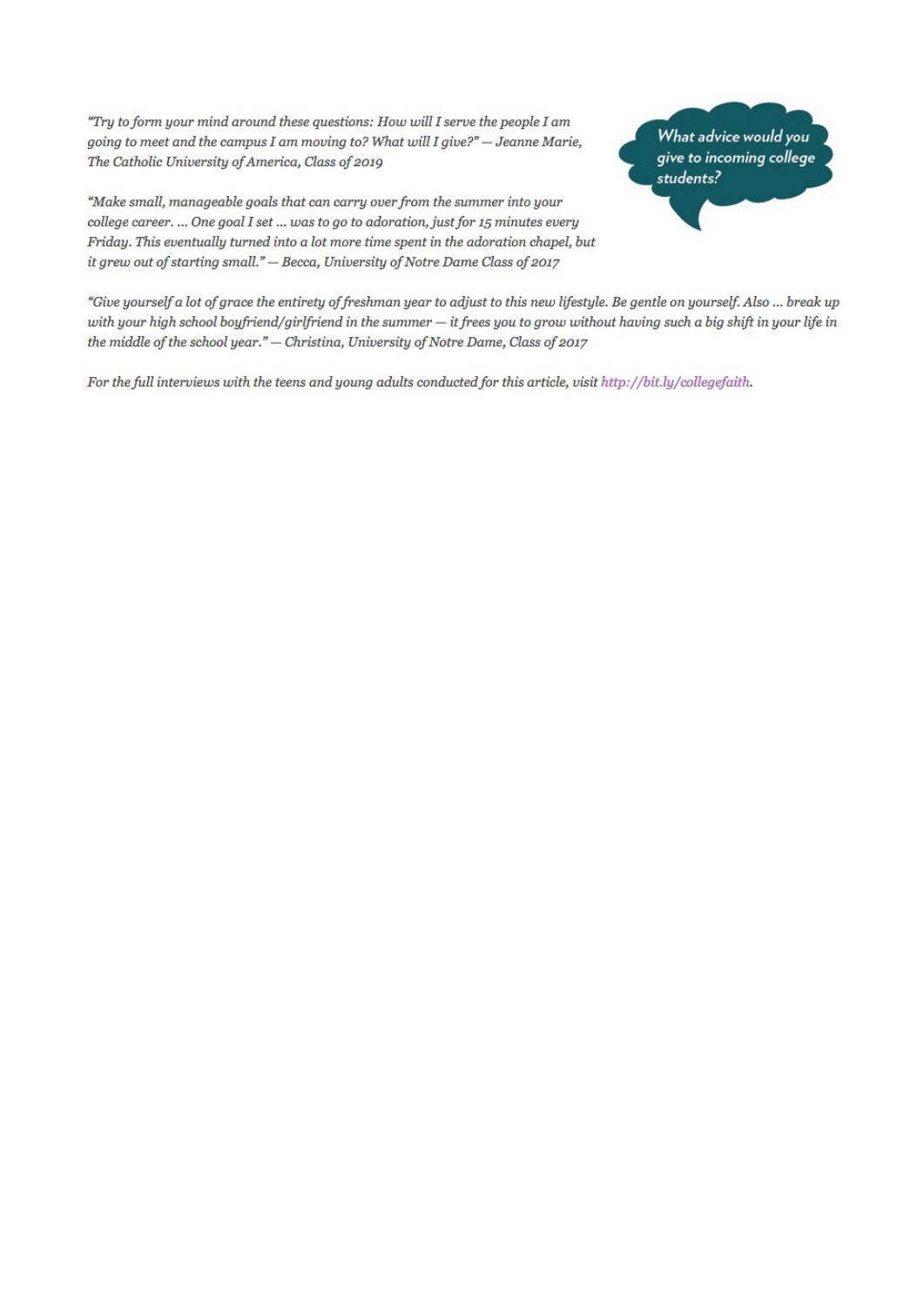**What advice would you give to incoming college students?**

*"Try to form your mind around these questions: How will I serve the people I am going to meet and the campus I am moving to? What will I give?" — Jeanne Marie, The Catholic University of America, Class of 2019*

*"Make small, manageable goals that can carry over from the summer into your college career. ... One goal I set ... was to go to adoration, just for 15 minutes every Friday. This eventually turned into a lot more time spent in the adoration chapel, but it grew out of starting small." — Becca, University of Notre Dame Class of 2017*

*"Give yourself a lot of grace the entirety of freshman year to adjust to this new lifestyle. Be gentle on yourself. Also ... break up with your high school boyfriend/girlfriend in the summer — it frees you to grow without having such a big shift in your life in the middle of the school year." — Christina, University of Notre Dame, Class of 2017*

*For the full interviews with the teens and young adults conducted for this article, visit http://bit.ly/collegefaith.*